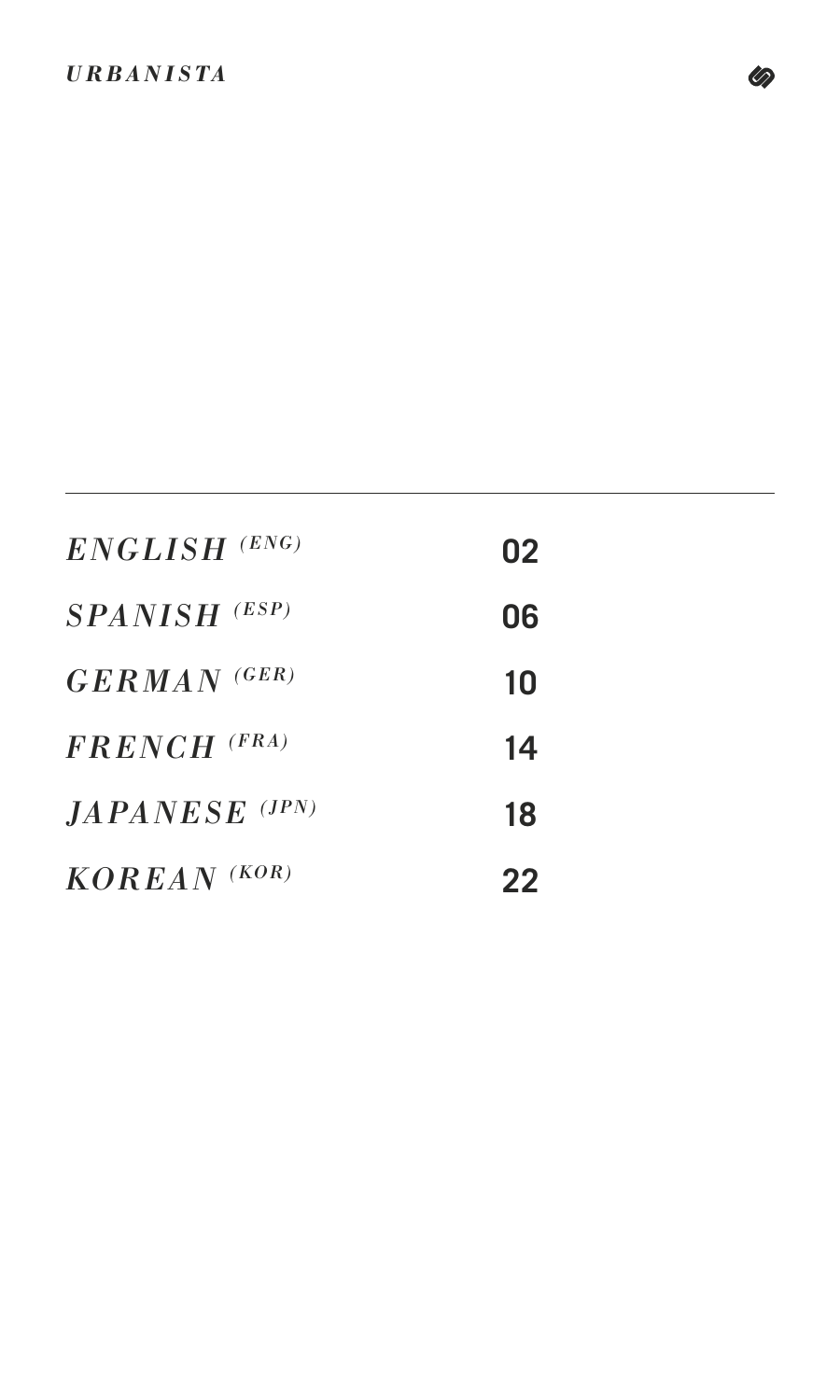*URBANISTA*

| | |
|---|---|
| *ENGLISH (ENG)* | 02 |
| *SPANISH (ESP)* | 06 |
| *GERMAN (GER)* | 10 |
| *FRENCH (FRA)* | 14 |
| *JAPANESE (JPN)* | 18 |
| *KOREAN (KOR)* | 22 |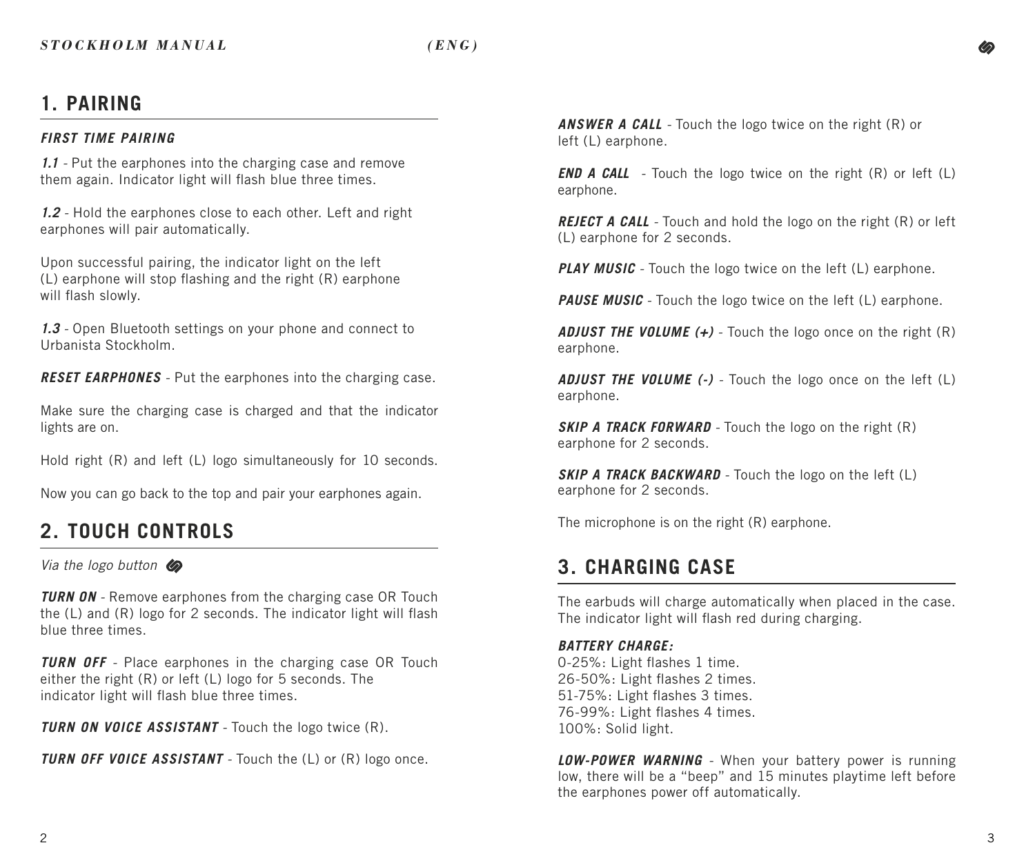## 1. PAIRING

***FIRST TIME PAIRING***

***1.1*** - Put the earphones into the charging case and remove them again. Indicator light will flash blue three times.

***1.2*** - Hold the earphones close to each other. Left and right earphones will pair automatically.

Upon successful pairing, the indicator light on the left (L) earphone will stop flashing and the right (R) earphone will flash slowly.

***1.3*** - Open Bluetooth settings on your phone and connect to Urbanista Stockholm.

***RESET EARPHONES*** - Put the earphones into the charging case.

Make sure the charging case is charged and that the indicator lights are on.

Hold right (R) and left (L) logo simultaneously for 10 seconds.

Now you can go back to the top and pair your earphones again.

## 2. TOUCH CONTROLS

*Via the logo button*

***TURN ON*** - Remove earphones from the charging case OR Touch the (L) and (R) logo for 2 seconds. The indicator light will flash blue three times.

***TURN OFF*** - Place earphones in the charging case OR Touch either the right (R) or left (L) logo for 5 seconds. The indicator light will flash blue three times.

***TURN ON VOICE ASSISTANT*** - Touch the logo twice (R).

***TURN OFF VOICE ASSISTANT*** - Touch the (L) or (R) logo once.

***ANSWER A CALL*** - Touch the logo twice on the right (R) or left (L) earphone.

***END A CALL*** - Touch the logo twice on the right (R) or left (L) earphone.

***REJECT A CALL*** - Touch and hold the logo on the right (R) or left (L) earphone for 2 seconds.

***PLAY MUSIC*** - Touch the logo twice on the left (L) earphone.

***PAUSE MUSIC*** - Touch the logo twice on the left (L) earphone.

***ADJUST THE VOLUME (+)*** - Touch the logo once on the right (R) earphone.

***ADJUST THE VOLUME (-)*** - Touch the logo once on the left (L) earphone.

***SKIP A TRACK FORWARD*** - Touch the logo on the right (R) earphone for 2 seconds.

***SKIP A TRACK BACKWARD*** - Touch the logo on the left (L) earphone for 2 seconds.

The microphone is on the right (R) earphone.

## 3. CHARGING CASE

The earbuds will charge automatically when placed in the case. The indicator light will flash red during charging.

***BATTERY CHARGE:***
0-25%: Light flashes 1 time.
26-50%: Light flashes 2 times.
51-75%: Light flashes 3 times.
76-99%: Light flashes 4 times.
100%: Solid light.

***LOW-POWER WARNING*** - When your battery power is running low, there will be a “beep” and 15 minutes playtime left before the earphones power off automatically.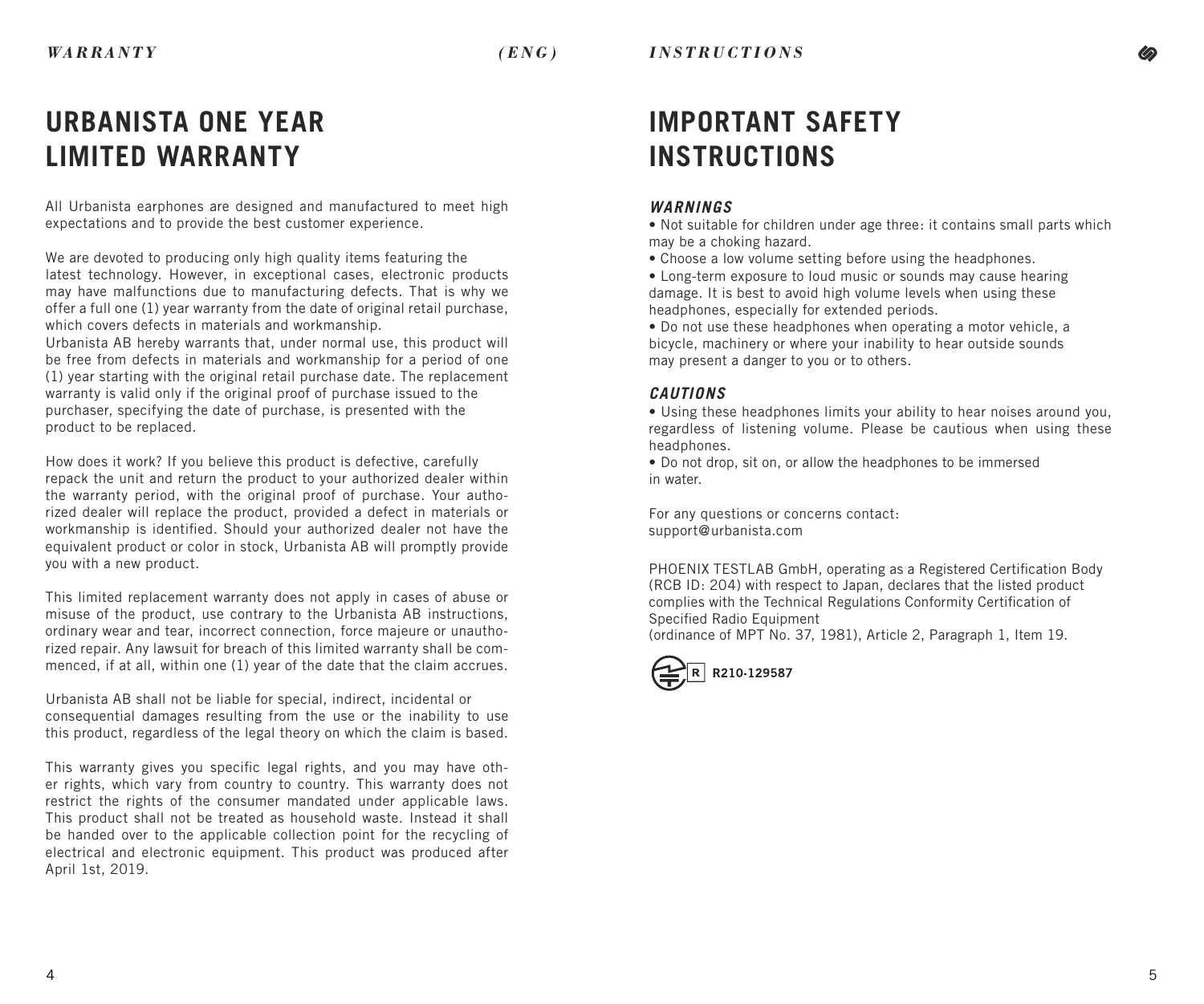# URBANISTA ONE YEAR LIMITED WARRANTY

All Urbanista earphones are designed and manufactured to meet high expectations and to provide the best customer experience.

We are devoted to producing only high quality items featuring the latest technology. However, in exceptional cases, electronic products may have malfunctions due to manufacturing defects. That is why we offer a full one (1) year warranty from the date of original retail purchase, which covers defects in materials and workmanship.
Urbanista AB hereby warrants that, under normal use, this product will be free from defects in materials and workmanship for a period of one (1) year starting with the original retail purchase date. The replacement warranty is valid only if the original proof of purchase issued to the purchaser, specifying the date of purchase, is presented with the product to be replaced.

How does it work? If you believe this product is defective, carefully repack the unit and return the product to your authorized dealer within the warranty period, with the original proof of purchase. Your authorized dealer will replace the product, provided a defect in materials or workmanship is identified. Should your authorized dealer not have the equivalent product or color in stock, Urbanista AB will promptly provide you with a new product.

This limited replacement warranty does not apply in cases of abuse or misuse of the product, use contrary to the Urbanista AB instructions, ordinary wear and tear, incorrect connection, force majeure or unauthorized repair. Any lawsuit for breach of this limited warranty shall be commenced, if at all, within one (1) year of the date that the claim accrues.

Urbanista AB shall not be liable for special, indirect, incidental or consequential damages resulting from the use or the inability to use this product, regardless of the legal theory on which the claim is based.

This warranty gives you specific legal rights, and you may have other rights, which vary from country to country. This warranty does not restrict the rights of the consumer mandated under applicable laws. This product shall not be treated as household waste. Instead it shall be handed over to the applicable collection point for the recycling of electrical and electronic equipment. This product was produced after April 1st, 2019.

# IMPORTANT SAFETY INSTRUCTIONS

### *WARNINGS*

- Not suitable for children under age three: it contains small parts which may be a choking hazard.
- Choose a low volume setting before using the headphones.
- Long-term exposure to loud music or sounds may cause hearing damage. It is best to avoid high volume levels when using these headphones, especially for extended periods.
- Do not use these headphones when operating a motor vehicle, a bicycle, machinery or where your inability to hear outside sounds may present a danger to you or to others.

### *CAUTIONS*

- Using these headphones limits your ability to hear noises around you, regardless of listening volume. Please be cautious when using these headphones.
- Do not drop, sit on, or allow the headphones to be immersed in water.

For any questions or concerns contact:
support@urbanista.com

PHOENIX TESTLAB GmbH, operating as a Registered Certification Body (RCB ID: 204) with respect to Japan, declares that the listed product complies with the Technical Regulations Conformity Certification of Specified Radio Equipment
(ordinance of MPT No. 37, 1981), Article 2, Paragraph 1, Item 19.

R R210-129587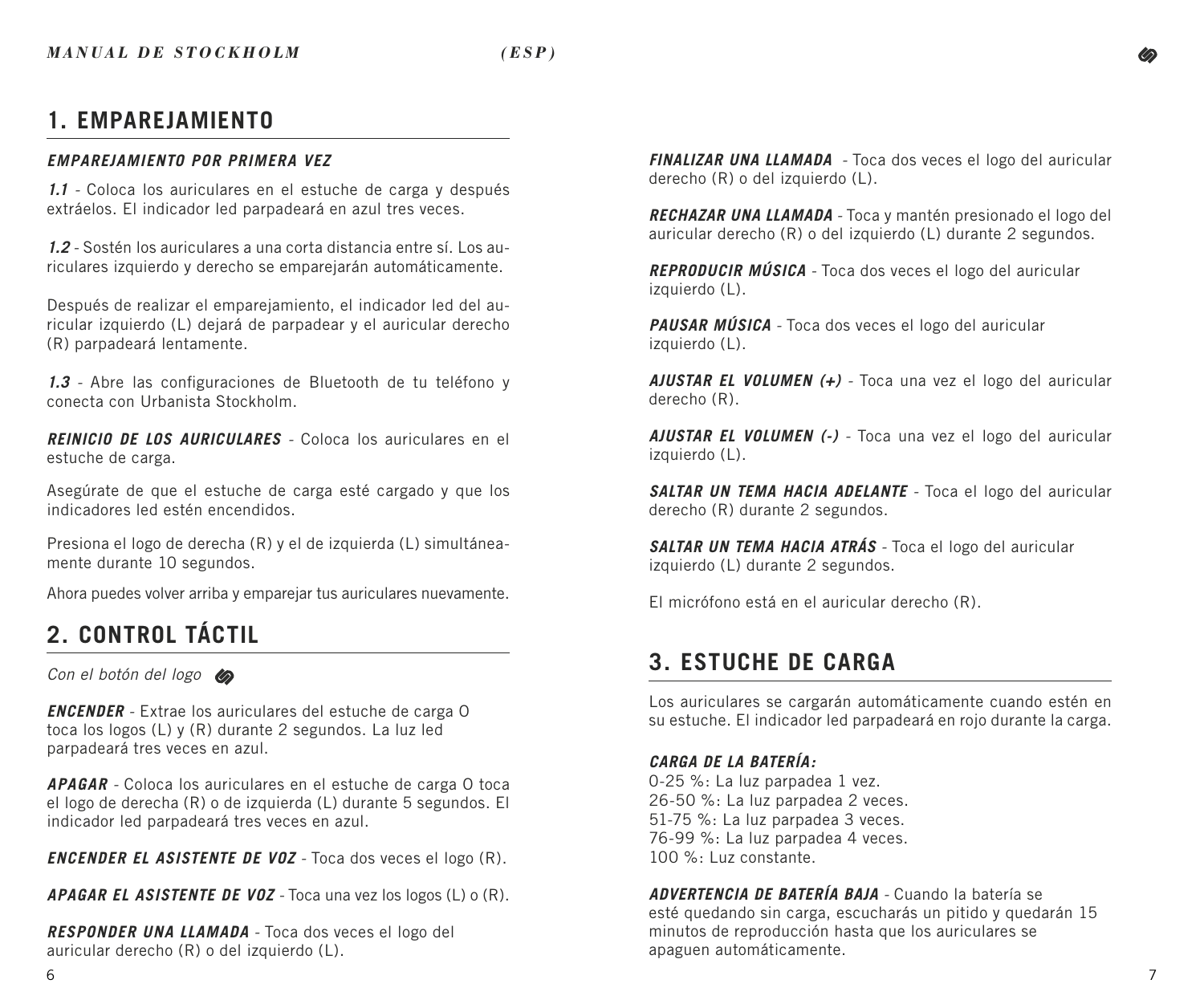# 1. EMPAREJAMIENTO

***EMPAREJAMIENTO POR PRIMERA VEZ***

***1.1*** - Coloca los auriculares en el estuche de carga y después extráelos. El indicador led parpadeará en azul tres veces.

***1.2*** - Sostén los auriculares a una corta distancia entre sí. Los auriculares izquierdo y derecho se emparejarán automáticamente.

Después de realizar el emparejamiento, el indicador led del auricular izquierdo (L) dejará de parpadear y el auricular derecho (R) parpadeará lentamente.

***1.3*** - Abre las configuraciones de Bluetooth de tu teléfono y conecta con Urbanista Stockholm.

***REINICIO DE LOS AURICULARES*** - Coloca los auriculares en el estuche de carga.

Asegúrate de que el estuche de carga esté cargado y que los indicadores led estén encendidos.

Presiona el logo de derecha (R) y el de izquierda (L) simultáneamente durante 10 segundos.

Ahora puedes volver arriba y emparejar tus auriculares nuevamente.

# 2. CONTROL TÁCTIL

*Con el botón del logo*

***ENCENDER*** - Extrae los auriculares del estuche de carga O toca los logos (L) y (R) durante 2 segundos. La luz led parpadeará tres veces en azul.

***APAGAR*** - Coloca los auriculares en el estuche de carga O toca el logo de derecha (R) o de izquierda (L) durante 5 segundos. El indicador led parpadeará tres veces en azul.

***ENCENDER EL ASISTENTE DE VOZ*** - Toca dos veces el logo (R).

***APAGAR EL ASISTENTE DE VOZ*** - Toca una vez los logos (L) o (R).

***RESPONDER UNA LLAMADA*** - Toca dos veces el logo del auricular derecho (R) o del izquierdo (L).

***FINALIZAR UNA LLAMADA*** - Toca dos veces el logo del auricular derecho (R) o del izquierdo (L).

***RECHAZAR UNA LLAMADA*** - Toca y mantén presionado el logo del auricular derecho (R) o del izquierdo (L) durante 2 segundos.

***REPRODUCIR MÚSICA*** - Toca dos veces el logo del auricular izquierdo (L).

***PAUSAR MÚSICA*** - Toca dos veces el logo del auricular izquierdo (L).

***AJUSTAR EL VOLUMEN (+)*** - Toca una vez el logo del auricular derecho (R).

***AJUSTAR EL VOLUMEN (-)*** - Toca una vez el logo del auricular izquierdo (L).

***SALTAR UN TEMA HACIA ADELANTE*** - Toca el logo del auricular derecho (R) durante 2 segundos.

***SALTAR UN TEMA HACIA ATRÁS*** - Toca el logo del auricular izquierdo (L) durante 2 segundos.

El micrófono está en el auricular derecho (R).

# 3. ESTUCHE DE CARGA

Los auriculares se cargarán automáticamente cuando estén en su estuche. El indicador led parpadeará en rojo durante la carga.

***CARGA DE LA BATERÍA:***

0-25 %: La luz parpadea 1 vez.
26-50 %: La luz parpadea 2 veces.
51-75 %: La luz parpadea 3 veces.
76-99 %: La luz parpadea 4 veces.
100 %: Luz constante.

***ADVERTENCIA DE BATERÍA BAJA*** - Cuando la batería se esté quedando sin carga, escucharás un pitido y quedarán 15 minutos de reproducción hasta que los auriculares se apaguen automáticamente.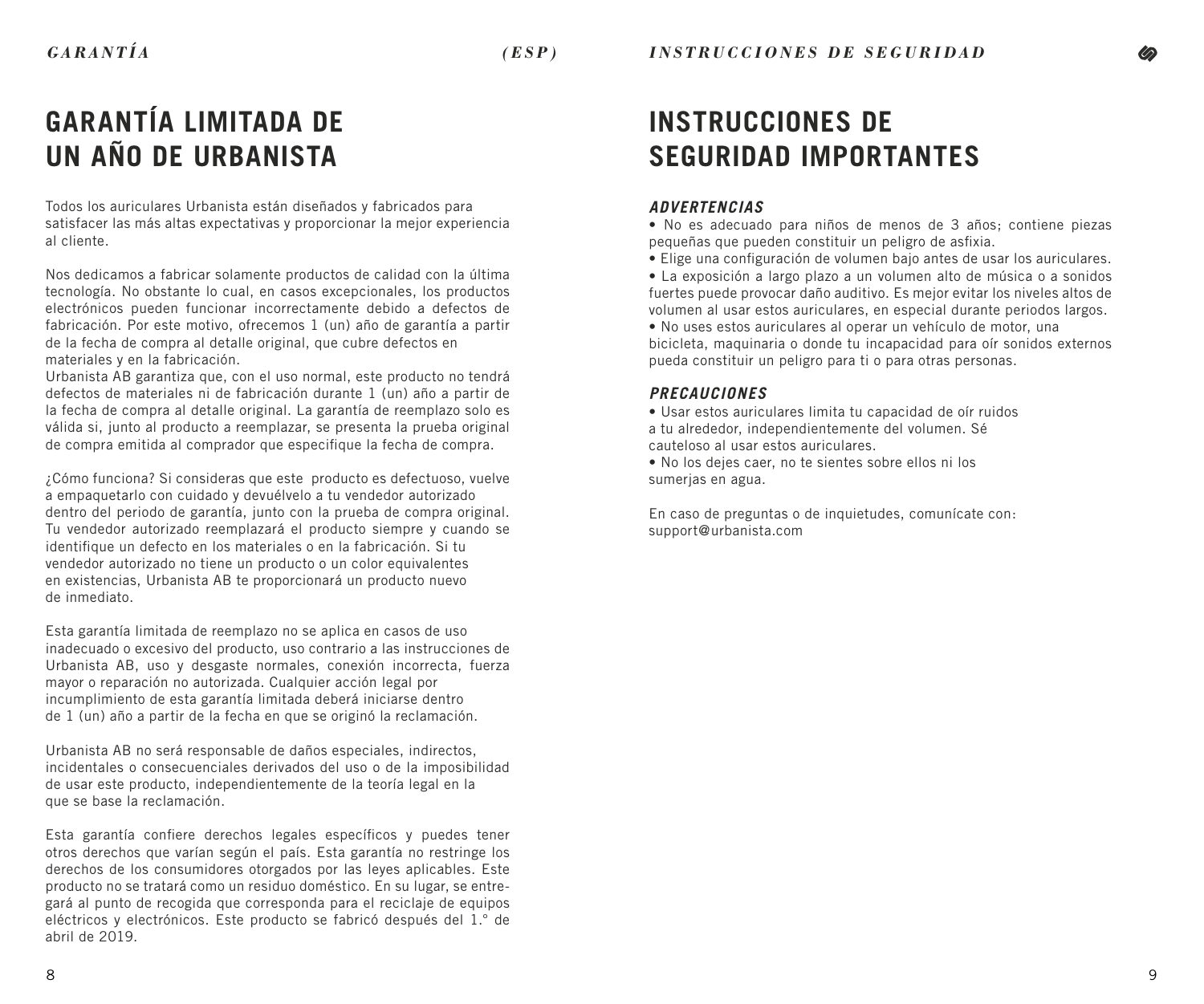# GARANTÍA LIMITADA DE UN AÑO DE URBANISTA

Todos los auriculares Urbanista están diseñados y fabricados para satisfacer las más altas expectativas y proporcionar la mejor experiencia al cliente.

Nos dedicamos a fabricar solamente productos de calidad con la última tecnología. No obstante lo cual, en casos excepcionales, los productos electrónicos pueden funcionar incorrectamente debido a defectos de fabricación. Por este motivo, ofrecemos 1 (un) año de garantía a partir de la fecha de compra al detalle original, que cubre defectos en materiales y en la fabricación.
Urbanista AB garantiza que, con el uso normal, este producto no tendrá defectos de materiales ni de fabricación durante 1 (un) año a partir de la fecha de compra al detalle original. La garantía de reemplazo solo es válida si, junto al producto a reemplazar, se presenta la prueba original de compra emitida al comprador que especifique la fecha de compra.

¿Cómo funciona? Si consideras que este producto es defectuoso, vuelve a empaquetarlo con cuidado y devuélvelo a tu vendedor autorizado dentro del periodo de garantía, junto con la prueba de compra original. Tu vendedor autorizado reemplazará el producto siempre y cuando se identifique un defecto en los materiales o en la fabricación. Si tu vendedor autorizado no tiene un producto o un color equivalentes en existencias, Urbanista AB te proporcionará un producto nuevo de inmediato.

Esta garantía limitada de reemplazo no se aplica en casos de uso inadecuado o excesivo del producto, uso contrario a las instrucciones de Urbanista AB, uso y desgaste normales, conexión incorrecta, fuerza mayor o reparación no autorizada. Cualquier acción legal por incumplimiento de esta garantía limitada deberá iniciarse dentro de 1 (un) año a partir de la fecha en que se originó la reclamación.

Urbanista AB no será responsable de daños especiales, indirectos, incidentales o consecuenciales derivados del uso o de la imposibilidad de usar este producto, independientemente de la teoría legal en la que se base la reclamación.

Esta garantía confiere derechos legales específicos y puedes tener otros derechos que varían según el país. Esta garantía no restringe los derechos de los consumidores otorgados por las leyes aplicables. Este producto no se tratará como un residuo doméstico. En su lugar, se entregará al punto de recogida que corresponda para el reciclaje de equipos eléctricos y electrónicos. Este producto se fabricó después del 1.° de abril de 2019.

# INSTRUCCIONES DE SEGURIDAD IMPORTANTES

### *ADVERTENCIAS*

- No es adecuado para niños de menos de 3 años; contiene piezas pequeñas que pueden constituir un peligro de asfixia.
- Elige una configuración de volumen bajo antes de usar los auriculares.
- La exposición a largo plazo a un volumen alto de música o a sonidos fuertes puede provocar daño auditivo. Es mejor evitar los niveles altos de volumen al usar estos auriculares, en especial durante periodos largos.
- No uses estos auriculares al operar un vehículo de motor, una bicicleta, maquinaria o donde tu incapacidad para oír sonidos externos pueda constituir un peligro para ti o para otras personas.

### *PRECAUCIONES*

- Usar estos auriculares limita tu capacidad de oír ruidos a tu alrededor, independientemente del volumen. Sé cauteloso al usar estos auriculares.
- No los dejes caer, no te sientes sobre ellos ni los sumerjas en agua.

En caso de preguntas o de inquietudes, comunícate con:
support@urbanista.com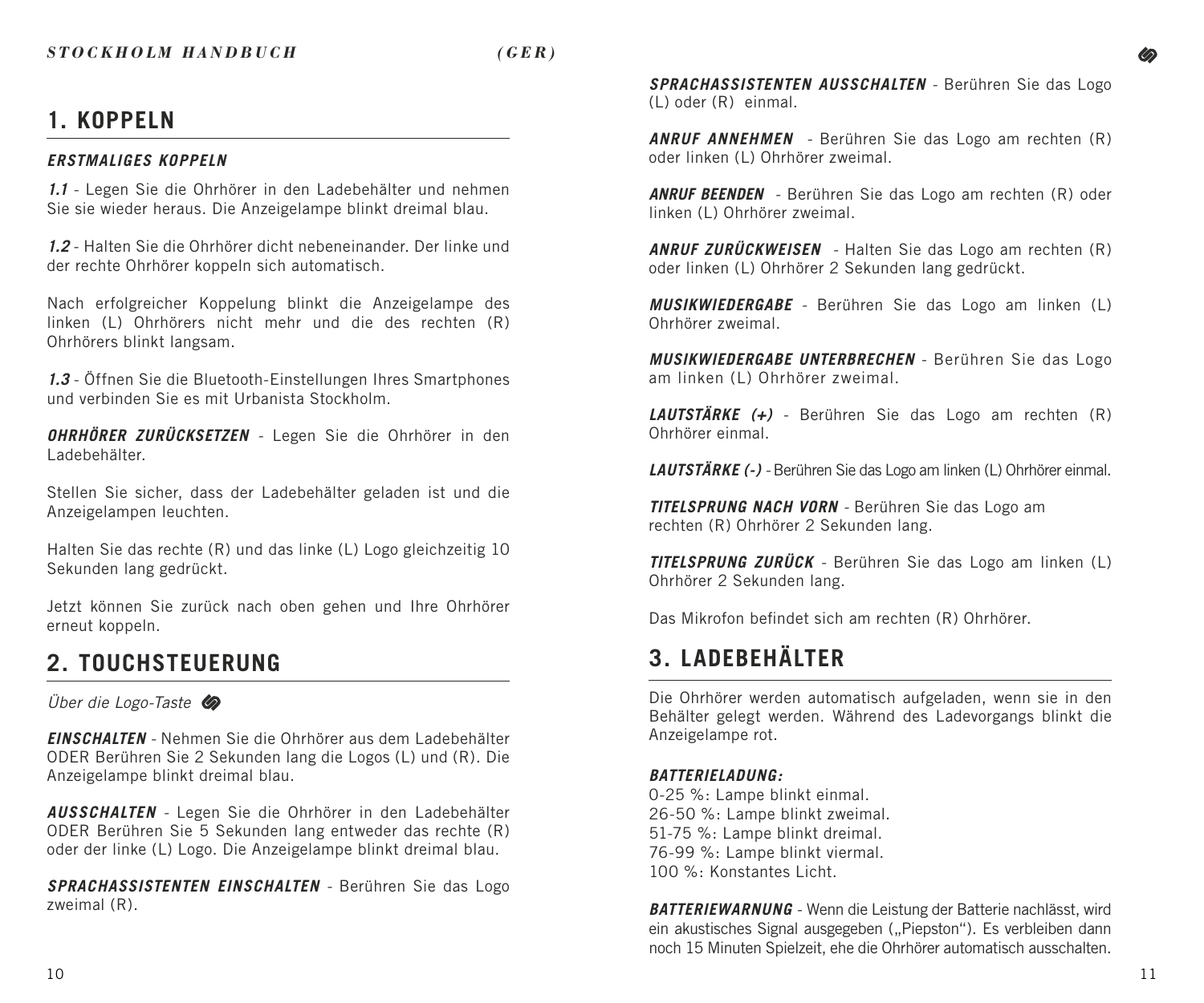# 1. KOPPELN

***ERSTMALIGES KOPPELN***

***1.1*** - Legen Sie die Ohrhörer in den Ladebehälter und nehmen Sie sie wieder heraus. Die Anzeigelampe blinkt dreimal blau.

***1.2*** - Halten Sie die Ohrhörer dicht nebeneinander. Der linke und der rechte Ohrhörer koppeln sich automatisch.

Nach erfolgreicher Koppelung blinkt die Anzeigelampe des linken (L) Ohrhörers nicht mehr und die des rechten (R) Ohrhörers blinkt langsam.

***1.3*** - Öffnen Sie die Bluetooth-Einstellungen Ihres Smartphones und verbinden Sie es mit Urbanista Stockholm.

***OHRHÖRER ZURÜCKSETZEN*** - Legen Sie die Ohrhörer in den Ladebehälter.

Stellen Sie sicher, dass der Ladebehälter geladen ist und die Anzeigelampen leuchten.

Halten Sie das rechte (R) und das linke (L) Logo gleichzeitig 10 Sekunden lang gedrückt.

Jetzt können Sie zurück nach oben gehen und Ihre Ohrhörer erneut koppeln.

# 2. TOUCHSTEUERUNG

*Über die Logo-Taste*

***EINSCHALTEN*** - Nehmen Sie die Ohrhörer aus dem Ladebehälter ODER Berühren Sie 2 Sekunden lang die Logos (L) und (R). Die Anzeigelampe blinkt dreimal blau.

***AUSSCHALTEN*** - Legen Sie die Ohrhörer in den Ladebehälter ODER Berühren Sie 5 Sekunden lang entweder das rechte (R) oder der linke (L) Logo. Die Anzeigelampe blinkt dreimal blau.

***SPRACHASSISTENTEN EINSCHALTEN*** - Berühren Sie das Logo zweimal (R).

***SPRACHASSISTENTEN AUSSCHALTEN*** - Berühren Sie das Logo (L) oder (R) einmal.

***ANRUF ANNEHMEN*** - Berühren Sie das Logo am rechten (R) oder linken (L) Ohrhörer zweimal.

***ANRUF BEENDEN*** - Berühren Sie das Logo am rechten (R) oder linken (L) Ohrhörer zweimal.

***ANRUF ZURÜCKWEISEN*** - Halten Sie das Logo am rechten (R) oder linken (L) Ohrhörer 2 Sekunden lang gedrückt.

***MUSIKWIEDERGABE*** - Berühren Sie das Logo am linken (L) Ohrhörer zweimal.

***MUSIKWIEDERGABE UNTERBRECHEN*** - Berühren Sie das Logo am linken (L) Ohrhörer zweimal.

***LAUTSTÄRKE (+)*** - Berühren Sie das Logo am rechten (R) Ohrhörer einmal.

***LAUTSTÄRKE (-)*** - Berühren Sie das Logo am linken (L) Ohrhörer einmal.

***TITELSPRUNG NACH VORN*** - Berühren Sie das Logo am rechten (R) Ohrhörer 2 Sekunden lang.

***TITELSPRUNG ZURÜCK*** - Berühren Sie das Logo am linken (L) Ohrhörer 2 Sekunden lang.

Das Mikrofon befindet sich am rechten (R) Ohrhörer.

# 3. LADEBEHÄLTER

Die Ohrhörer werden automatisch aufgeladen, wenn sie in den Behälter gelegt werden. Während des Ladevorgangs blinkt die Anzeigelampe rot.

***BATTERIELADUNG:***
0-25 %: Lampe blinkt einmal.
26-50 %: Lampe blinkt zweimal.
51-75 %: Lampe blinkt dreimal.
76-99 %: Lampe blinkt viermal.
100 %: Konstantes Licht.

***BATTERIEWARNUNG*** - Wenn die Leistung der Batterie nachlässt, wird ein akustisches Signal ausgegeben („Piepston"). Es verbleiben dann noch 15 Minuten Spielzeit, ehe die Ohrhörer automatisch ausschalten.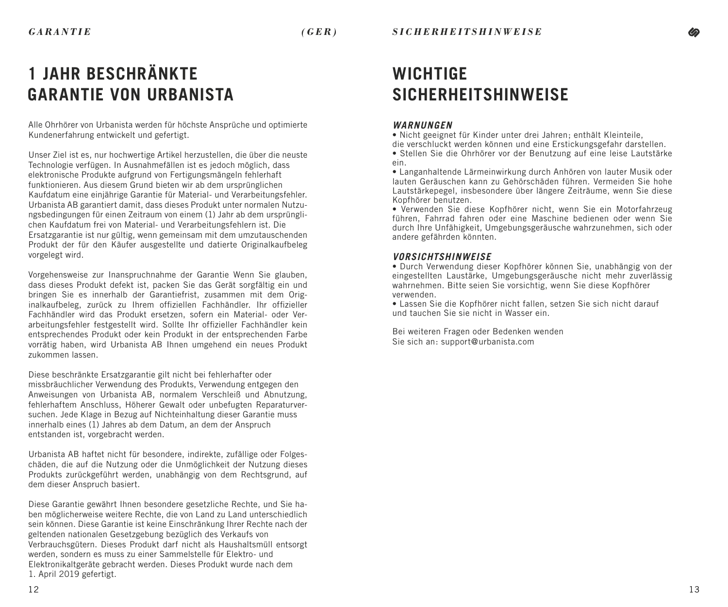# 1 JAHR BESCHRÄNKTE GARANTIE VON URBANISTA

Alle Ohrhörer von Urbanista werden für höchste Ansprüche und optimierte Kundenerfahrung entwickelt und gefertigt.

Unser Ziel ist es, nur hochwertige Artikel herzustellen, die über die neuste Technologie verfügen. In Ausnahmefällen ist es jedoch möglich, dass elektronische Produkte aufgrund von Fertigungsmängeln fehlerhaft funktionieren. Aus diesem Grund bieten wir ab dem ursprünglichen Kaufdatum eine einjährige Garantie für Material- und Verarbeitungsfehler. Urbanista AB garantiert damit, dass dieses Produkt unter normalen Nutzungsbedingungen für einen Zeitraum von einem (1) Jahr ab dem ursprünglichen Kaufdatum frei von Material- und Verarbeitungsfehlern ist. Die Ersatzgarantie ist nur gültig, wenn gemeinsam mit dem umzutauschenden Produkt der für den Käufer ausgestellte und datierte Originalkaufbeleg vorgelegt wird.

Vorgehensweise zur Inanspruchnahme der Garantie Wenn Sie glauben, dass dieses Produkt defekt ist, packen Sie das Gerät sorgfältig ein und bringen Sie es innerhalb der Garantiefrist, zusammen mit dem Originalkaufbeleg, zurück zu Ihrem offiziellen Fachhändler. Ihr offizieller Fachhändler wird das Produkt ersetzen, sofern ein Material- oder Verarbeitungsfehler festgestellt wird. Sollte Ihr offizieller Fachhändler kein entsprechendes Produkt oder kein Produkt in der entsprechenden Farbe vorrätig haben, wird Urbanista AB Ihnen umgehend ein neues Produkt zukommen lassen.

Diese beschränkte Ersatzgarantie gilt nicht bei fehlerhafter oder missbräuchlicher Verwendung des Produkts, Verwendung entgegen den Anweisungen von Urbanista AB, normalem Verschleiß und Abnutzung, fehlerhaftem Anschluss, Höherer Gewalt oder unbefugten Reparaturversuchen. Jede Klage in Bezug auf Nichteinhaltung dieser Garantie muss innerhalb eines (1) Jahres ab dem Datum, an dem der Anspruch entstanden ist, vorgebracht werden.

Urbanista AB haftet nicht für besondere, indirekte, zufällige oder Folgeschäden, die auf die Nutzung oder die Unmöglichkeit der Nutzung dieses Produkts zurückgeführt werden, unabhängig von dem Rechtsgrund, auf dem dieser Anspruch basiert.

Diese Garantie gewährt Ihnen besondere gesetzliche Rechte, und Sie haben möglicherweise weitere Rechte, die von Land zu Land unterschiedlich sein können. Diese Garantie ist keine Einschränkung Ihrer Rechte nach der geltenden nationalen Gesetzgebung bezüglich des Verkaufs von Verbrauchsgütern. Dieses Produkt darf nicht als Haushaltsmüll entsorgt werden, sondern es muss zu einer Sammelstelle für Elektro- und Elektronikaltgeräte gebracht werden. Dieses Produkt wurde nach dem 1. April 2019 gefertigt.

# WICHTIGE SICHERHEITSHINWEISE

### *WARNUNGEN*

- Nicht geeignet für Kinder unter drei Jahren; enthält Kleinteile, die verschluckt werden können und eine Erstickungsgefahr darstellen.
- Stellen Sie die Ohrhörer vor der Benutzung auf eine leise Lautstärke ein.
- Langanhaltende Lärmeinwirkung durch Anhören von lauter Musik oder lauten Geräuschen kann zu Gehörschäden führen. Vermeiden Sie hohe Lautstärkepegel, insbesondere über längere Zeiträume, wenn Sie diese Kopfhörer benutzen.
- Verwenden Sie diese Kopfhörer nicht, wenn Sie ein Motorfahrzeug führen, Fahrrad fahren oder eine Maschine bedienen oder wenn Sie durch Ihre Unfähigkeit, Umgebungsgeräusche wahrzunehmen, sich oder andere gefährden könnten.

### *VORSICHTSHINWEISE*

- Durch Verwendung dieser Kopfhörer können Sie, unabhängig von der eingestellten Laustärke, Umgebungsgeräusche nicht mehr zuverlässig wahrnehmen. Bitte seien Sie vorsichtig, wenn Sie diese Kopfhörer verwenden.
- Lassen Sie die Kopfhörer nicht fallen, setzen Sie sich nicht darauf und tauchen Sie sie nicht in Wasser ein.

Bei weiteren Fragen oder Bedenken wenden Sie sich an: support@urbanista.com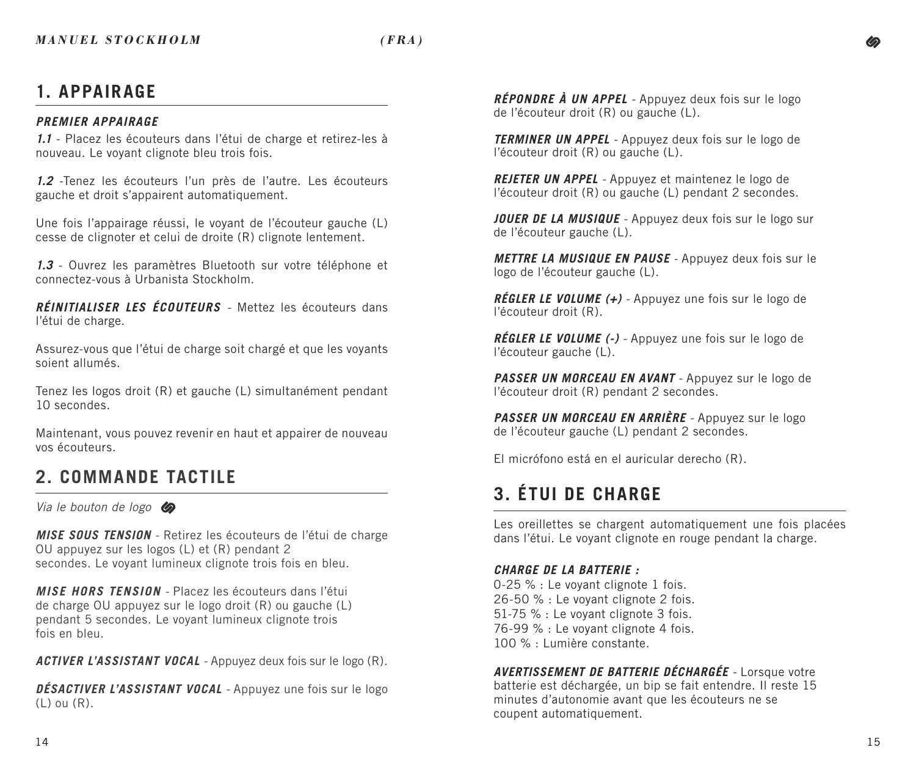## 1. APPAIRAGE

***PREMIER APPAIRAGE***

***1.1*** - Placez les écouteurs dans l'étui de charge et retirez-les à nouveau. Le voyant clignote bleu trois fois.

***1.2*** -Tenez les écouteurs l'un près de l'autre. Les écouteurs gauche et droit s'appairent automatiquement.

Une fois l'appairage réussi, le voyant de l'écouteur gauche (L) cesse de clignoter et celui de droite (R) clignote lentement.

***1.3*** - Ouvrez les paramètres Bluetooth sur votre téléphone et connectez-vous à Urbanista Stockholm.

***RÉINITIALISER LES ÉCOUTEURS*** - Mettez les écouteurs dans l'étui de charge.

Assurez-vous que l'étui de charge soit chargé et que les voyants soient allumés.

Tenez les logos droit (R) et gauche (L) simultanément pendant 10 secondes.

Maintenant, vous pouvez revenir en haut et appairer de nouveau vos écouteurs.

## 2. COMMANDE TACTILE

*Via le bouton de logo*

***MISE SOUS TENSION*** - Retirez les écouteurs de l'étui de charge OU appuyez sur les logos (L) et (R) pendant 2 secondes. Le voyant lumineux clignote trois fois en bleu.

***MISE HORS TENSION*** - Placez les écouteurs dans l'étui de charge OU appuyez sur le logo droit (R) ou gauche (L) pendant 5 secondes. Le voyant lumineux clignote trois fois en bleu.

***ACTIVER L'ASSISTANT VOCAL*** - Appuyez deux fois sur le logo (R).

***DÉSACTIVER L'ASSISTANT VOCAL*** - Appuyez une fois sur le logo (L) ou (R).

***RÉPONDRE À UN APPEL*** - Appuyez deux fois sur le logo de l'écouteur droit (R) ou gauche (L).

***TERMINER UN APPEL*** - Appuyez deux fois sur le logo de l'écouteur droit (R) ou gauche (L).

***REJETER UN APPEL*** - Appuyez et maintenez le logo de l'écouteur droit (R) ou gauche (L) pendant 2 secondes.

***JOUER DE LA MUSIQUE*** - Appuyez deux fois sur le logo sur de l'écouteur gauche (L).

***METTRE LA MUSIQUE EN PAUSE*** - Appuyez deux fois sur le logo de l'écouteur gauche (L).

***RÉGLER LE VOLUME (+)*** - Appuyez une fois sur le logo de l'écouteur droit (R).

***RÉGLER LE VOLUME (-)*** - Appuyez une fois sur le logo de l'écouteur gauche (L).

***PASSER UN MORCEAU EN AVANT*** - Appuyez sur le logo de l'écouteur droit (R) pendant 2 secondes.

***PASSER UN MORCEAU EN ARRIÈRE*** - Appuyez sur le logo de l'écouteur gauche (L) pendant 2 secondes.

El micrófono está en el auricular derecho (R).

## 3. ÉTUI DE CHARGE

Les oreillettes se chargent automatiquement une fois placées dans l'étui. Le voyant clignote en rouge pendant la charge.

***CHARGE DE LA BATTERIE :***

0-25 % : Le voyant clignote 1 fois.
26-50 % : Le voyant clignote 2 fois.
51-75 % : Le voyant clignote 3 fois.
76-99 % : Le voyant clignote 4 fois.
100 % : Lumière constante.

***AVERTISSEMENT DE BATTERIE DÉCHARGÉE*** - Lorsque votre batterie est déchargée, un bip se fait entendre. Il reste 15 minutes d'autonomie avant que les écouteurs ne se coupent automatiquement.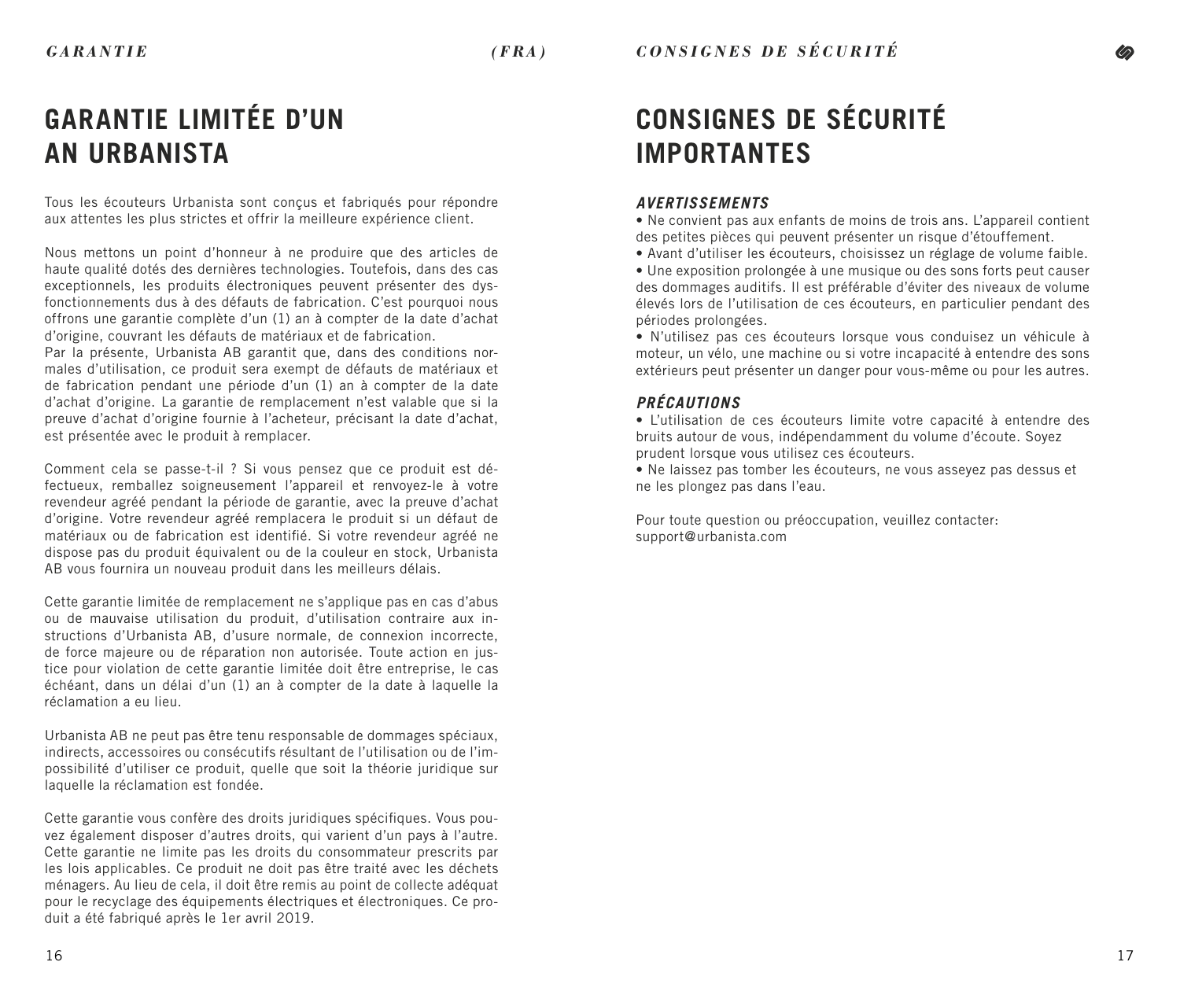# GARANTIE LIMITÉE D'UN AN URBANISTA

Tous les écouteurs Urbanista sont conçus et fabriqués pour répondre aux attentes les plus strictes et offrir la meilleure expérience client.

Nous mettons un point d'honneur à ne produire que des articles de haute qualité dotés des dernières technologies. Toutefois, dans des cas exceptionnels, les produits électroniques peuvent présenter des dysfonctionnements dus à des défauts de fabrication. C'est pourquoi nous offrons une garantie complète d'un (1) an à compter de la date d'achat d'origine, couvrant les défauts de matériaux et de fabrication.
Par la présente, Urbanista AB garantit que, dans des conditions normales d'utilisation, ce produit sera exempt de défauts de matériaux et de fabrication pendant une période d'un (1) an à compter de la date d'achat d'origine. La garantie de remplacement n'est valable que si la preuve d'achat d'origine fournie à l'acheteur, précisant la date d'achat, est présentée avec le produit à remplacer.

Comment cela se passe-t-il ? Si vous pensez que ce produit est défectueux, remballez soigneusement l'appareil et renvoyez-le à votre revendeur agréé pendant la période de garantie, avec la preuve d'achat d'origine. Votre revendeur agréé remplacera le produit si un défaut de matériaux ou de fabrication est identifié. Si votre revendeur agréé ne dispose pas du produit équivalent ou de la couleur en stock, Urbanista AB vous fournira un nouveau produit dans les meilleurs délais.

Cette garantie limitée de remplacement ne s'applique pas en cas d'abus ou de mauvaise utilisation du produit, d'utilisation contraire aux instructions d'Urbanista AB, d'usure normale, de connexion incorrecte, de force majeure ou de réparation non autorisée. Toute action en justice pour violation de cette garantie limitée doit être entreprise, le cas échéant, dans un délai d'un (1) an à compter de la date à laquelle la réclamation a eu lieu.

Urbanista AB ne peut pas être tenu responsable de dommages spéciaux, indirects, accessoires ou consécutifs résultant de l'utilisation ou de l'impossibilité d'utiliser ce produit, quelle que soit la théorie juridique sur laquelle la réclamation est fondée.

Cette garantie vous confère des droits juridiques spécifiques. Vous pouvez également disposer d'autres droits, qui varient d'un pays à l'autre. Cette garantie ne limite pas les droits du consommateur prescrits par les lois applicables. Ce produit ne doit pas être traité avec les déchets ménagers. Au lieu de cela, il doit être remis au point de collecte adéquat pour le recyclage des équipements électriques et électroniques. Ce produit a été fabriqué après le 1er avril 2019.

# CONSIGNES DE SÉCURITÉ IMPORTANTES

### *AVERTISSEMENTS*

- Ne convient pas aux enfants de moins de trois ans. L'appareil contient des petites pièces qui peuvent présenter un risque d'étouffement.
- Avant d'utiliser les écouteurs, choisissez un réglage de volume faible.
- Une exposition prolongée à une musique ou des sons forts peut causer des dommages auditifs. Il est préférable d'éviter des niveaux de volume élevés lors de l'utilisation de ces écouteurs, en particulier pendant des périodes prolongées.
- N'utilisez pas ces écouteurs lorsque vous conduisez un véhicule à moteur, un vélo, une machine ou si votre incapacité à entendre des sons extérieurs peut présenter un danger pour vous-même ou pour les autres.

### *PRÉCAUTIONS*

- L'utilisation de ces écouteurs limite votre capacité à entendre des bruits autour de vous, indépendamment du volume d'écoute. Soyez prudent lorsque vous utilisez ces écouteurs.
- Ne laissez pas tomber les écouteurs, ne vous asseyez pas dessus et ne les plongez pas dans l'eau.

Pour toute question ou préoccupation, veuillez contacter:
support@urbanista.com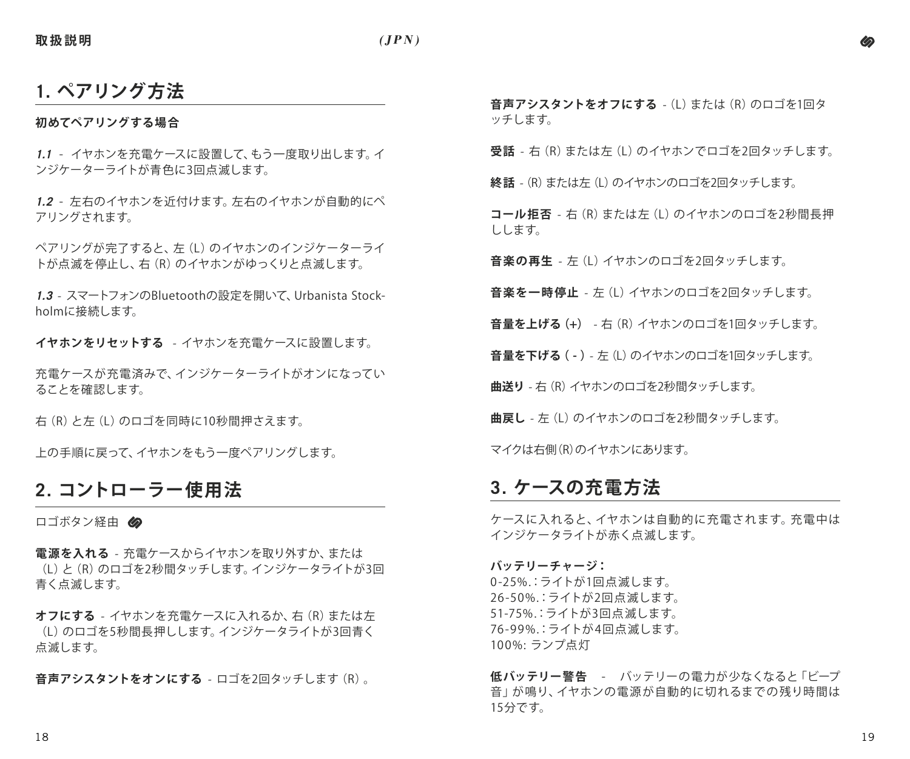## 1. ペアリング方法

**初めてペアリングする場合**

***1.1*** - イヤホンを充電ケースに設置して、もう一度取り出します。インジケーターライトが青色に3回点滅します。

***1.2*** - 左右のイヤホンを近付けます。左右のイヤホンが自動的にペアリングされます。

ペアリングが完了すると、左 (L) のイヤホンのインジケーターライトが点滅を停止し、右 (R) のイヤホンがゆっくりと点滅します。

***1.3*** - スマートフォンのBluetoothの設定を開いて、Urbanista Stock-holmに接続します。

**イヤホンをリセットする** - イヤホンを充電ケースに設置します。

充電ケースが充電済みで、インジケーターライトがオンになっていることを確認します。

右 (R) と左 (L) のロゴを同時に10秒間押さえます。

上の手順に戻って、イヤホンをもう一度ペアリングします。

## 2. コントローラー使用法

ロゴボタン経由

**電源を入れる** - 充電ケースからイヤホンを取り外すか、または (L) と (R) のロゴを2秒間タッチします。インジケータライトが3回青く点滅します。

**オフにする** - イヤホンを充電ケースに入れるか、右 (R) または左 (L) のロゴを5秒間長押しします。インジケータライトが3回青く点滅します。

**音声アシスタントをオンにする** - ロゴを2回タッチします (R)。

**音声アシスタントをオフにする** - (L) または (R) のロゴを1回タッチします。

**受話** - 右 (R) または左 (L) のイヤホンでロゴを2回タッチします。

**終話** - (R) または左 (L) のイヤホンのロゴを2回タッチします。

**コール拒否** - 右 (R) または左 (L) のイヤホンのロゴを2秒間長押しします。

**音楽の再生** - 左 (L) イヤホンのロゴを2回タッチします。

**音楽を一時停止** - 左 (L) イヤホンのロゴを2回タッチします。

**音量を上げる (+)** - 右 (R) イヤホンのロゴを1回タッチします。

**音量を下げる ( - )** - 左 (L) のイヤホンのロゴを1回タッチします。

**曲送り** - 右 (R) イヤホンのロゴを2秒間タッチします。

**曲戻し** - 左 (L) のイヤホンのロゴを2秒間タッチします。

マイクは右側(R)のイヤホンにあります。

## 3. ケースの充電方法

ケースに入れると、イヤホンは自動的に充電されます。充電中はインジケータライトが赤く点滅します。

**バッテリーチャージ：**
0-25%.：ライトが1回点滅します。
26-50%.：ライトが2回点滅します。
51-75%.：ライトが3回点滅します。
76-99%.：ライトが4回点滅します。
100%: ランプ点灯

**低バッテリー警告** - バッテリーの電力が少なくなると「ビープ音」が鳴り、イヤホンの電源が自動的に切れるまでの残り時間は15分です。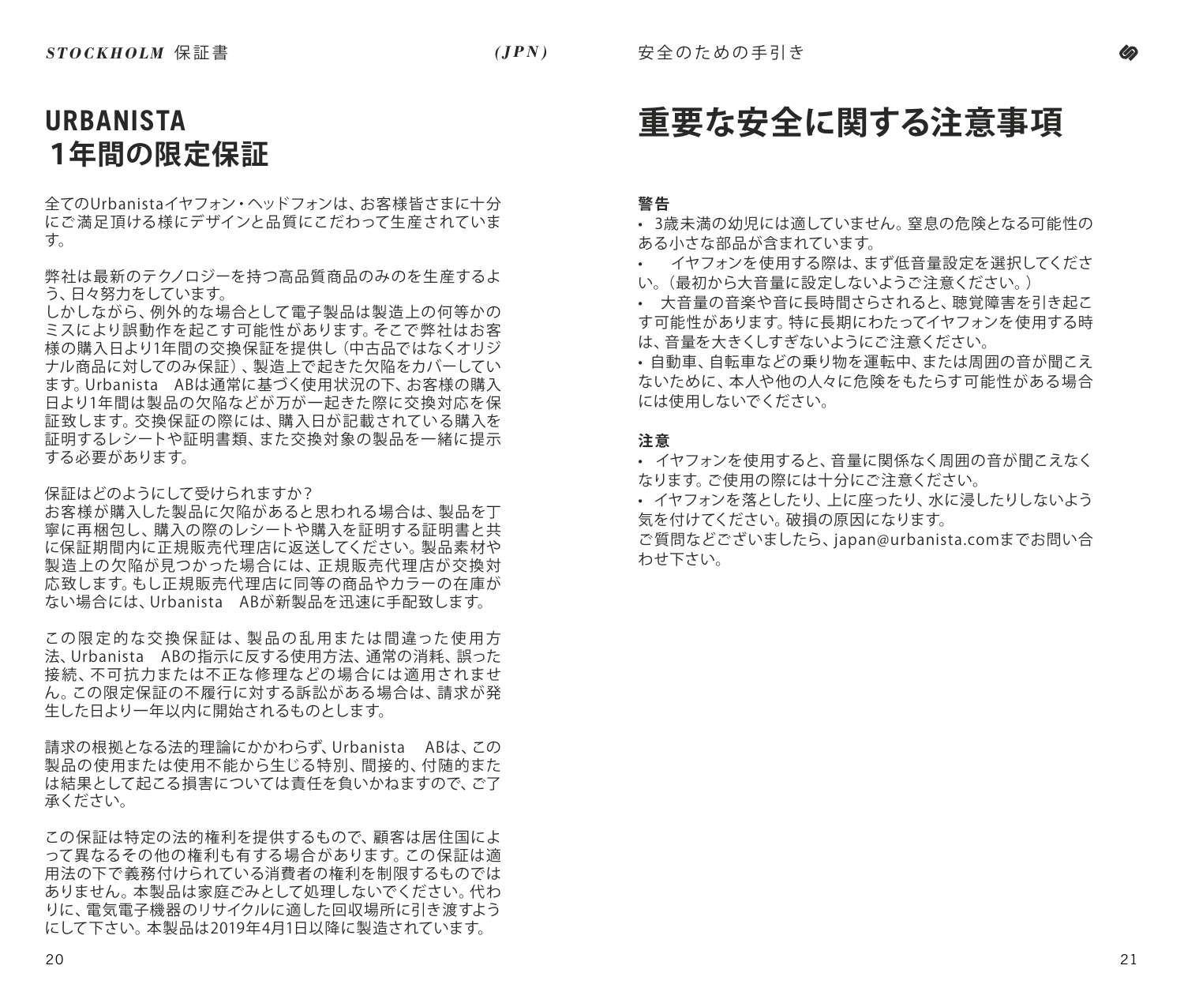# URBANISTA 1年間の限定保証

全てのUrbanistaイヤフォン・ヘッドフォンは、お客様皆さまに十分にご満足頂ける様にデザインと品質にこだわって生産されています。

弊社は最新のテクノロジーを持つ高品質商品のみのを生産するよう、日々努力をしています。
しかしながら、例外的な場合として電子製品は製造上の何等かのミスにより誤動作を起こす可能性があります。そこで弊社はお客様の購入日より1年間の交換保証を提供し（中古品ではなくオリジナル商品に対してのみ保証）、製造上で起きた欠陥をカバーしています。Urbanista　ABは通常に基づく使用状況の下、お客様の購入日より1年間は製品の欠陥などが万が一起きた際に交換対応を保証致します。交換保証の際には、購入日が記載されている購入を証明するレシートや証明書類、また交換対象の製品を一緒に提示する必要があります。

保証はどのようにして受けられますか？
お客様が購入した製品に欠陥があると思われる場合は、製品を丁寧に再梱包し、購入の際のレシートや購入を証明する証明書と共に保証期間内に正規販売代理店に返送してください。製品素材や製造上の欠陥が見つかった場合には、正規販売代理店が交換対応致します。もし正規販売代理店に同等の商品やカラーの在庫がない場合には、Urbanista　ABが新製品を迅速に手配致します。

この限定的な交換保証は、製品の乱用または間違った使用方法、Urbanista　ABの指示に反する使用方法、通常の消耗、誤った接続、不可抗力または不正な修理などの場合には適用されません。この限定保証の不履行に対する訴訟がある場合は、請求が発生した日より一年以内に開始されるものとします。

請求の根拠となる法的理論にかかわらず、Urbanista　ABは、この製品の使用または使用不能から生じる特別、間接的、付随的または結果として起こる損害については責任を負いかねますので、ご了承ください。

この保証は特定の法的権利を提供するもので、顧客は居住国によって異なるその他の権利も有する場合があります。この保証は適用法の下で義務付けられている消費者の権利を制限するものではありません。本製品は家庭ごみとして処理しないでください。代わりに、電気電子機器のリサイクルに適した回収場所に引き渡すようにして下さい。本製品は2019年4月1日以降に製造されています。

# 重要な安全に関する注意事項

**警告**

- 3歳未満の幼児には適していません。窒息の危険となる可能性のある小さな部品が含まれています。
- イヤフォンを使用する際は、まず低音量設定を選択してください。（最初から大音量に設定しないようご注意ください。）
- 大音量の音楽や音に長時間さらされると、聴覚障害を引き起こす可能性があります。特に長期にわたってイヤフォンを使用する時は、音量を大きくしすぎないようにご注意ください。
- 自動車、自転車などの乗り物を運転中、または周囲の音が聞こえないために、本人や他の人々に危険をもたらす可能性がある場合には使用しないでください。

**注意**

- イヤフォンを使用すると、音量に関係なく周囲の音が聞こえなくなります。ご使用の際には十分にご注意ください。
- イヤフォンを落としたり、上に座ったり、水に浸したりしないよう気を付けてください。破損の原因になります。

ご質問などございましたら、japan@urbanista.comまでお問い合わせ下さい。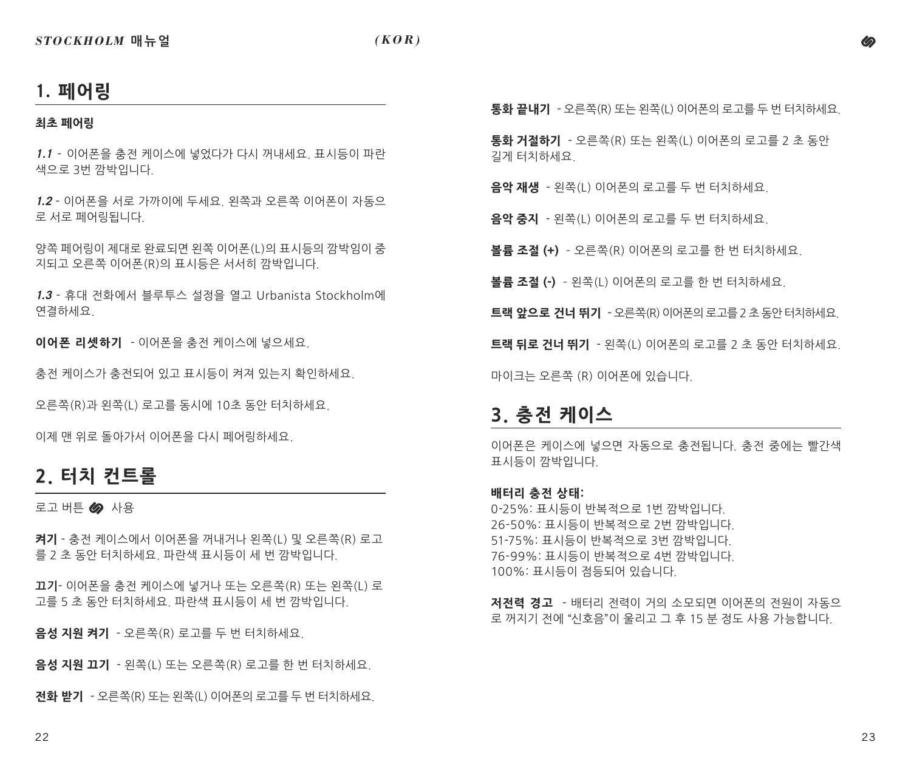# 1. 페어링

**최초 페어링**

***1.1*** - 이어폰을 충전 케이스에 넣었다가 다시 꺼내세요. 표시등이 파란색으로 3번 깜박입니다.

***1.2*** - 이어폰을 서로 가까이에 두세요. 왼쪽과 오른쪽 이어폰이 자동으로 서로 페어링됩니다.

양쪽 페어링이 제대로 완료되면 왼쪽 이어폰(L)의 표시등의 깜박임이 중지되고 오른쪽 이어폰(R)의 표시등은 서서히 깜박입니다.

***1.3*** - 휴대 전화에서 블루투스 설정을 열고 Urbanista Stockholm에 연결하세요.

**이어폰 리셋하기** - 이어폰을 충전 케이스에 넣으세요.

충전 케이스가 충전되어 있고 표시등이 켜져 있는지 확인하세요.

오른쪽(R)과 왼쪽(L) 로고를 동시에 10초 동안 터치하세요.

이제 맨 위로 돌아가서 이어폰을 다시 페어링하세요.

# 2. 터치 컨트롤

로고 버튼 사용

**켜기** - 충전 케이스에서 이어폰을 꺼내거나 왼쪽(L) 및 오른쪽(R) 로고를 2 초 동안 터치하세요. 파란색 표시등이 세 번 깜박입니다.

**끄기**- 이어폰을 충전 케이스에 넣거나 또는 오른쪽(R) 또는 왼쪽(L) 로고를 5 초 동안 터치하세요. 파란색 표시등이 세 번 깜박입니다.

**음성 지원 켜기** - 오른쪽(R) 로고를 두 번 터치하세요.

**음성 지원 끄기** - 왼쪽(L) 또는 오른쪽(R) 로고를 한 번 터치하세요.

**전화 받기** - 오른쪽(R) 또는 왼쪽(L) 이어폰의 로고를 두 번 터치하세요.

**통화 끝내기** - 오른쪽(R) 또는 왼쪽(L) 이어폰의 로고를 두 번 터치하세요.

**통화 거절하기** - 오른쪽(R) 또는 왼쪽(L) 이어폰의 로고를 2 초 동안 길게 터치하세요.

**음악 재생** - 왼쪽(L) 이어폰의 로고를 두 번 터치하세요.

**음악 중지** - 왼쪽(L) 이어폰의 로고를 두 번 터치하세요.

**볼륨 조절 (+)** - 오른쪽(R) 이어폰의 로고를 한 번 터치하세요.

**볼륨 조절 (-)** - 왼쪽(L) 이어폰의 로고를 한 번 터치하세요.

**트랙 앞으로 건너 뛰기** - 오른쪽(R) 이어폰의 로고를 2 초 동안 터치하세요.

**트랙 뒤로 건너 뛰기** - 왼쪽(L) 이어폰의 로고를 2 초 동안 터치하세요.

마이크는 오른쪽 (R) 이어폰에 있습니다.

# 3. 충전 케이스

이어폰은 케이스에 넣으면 자동으로 충전됩니다. 충전 중에는 빨간색 표시등이 깜박입니다.

**배터리 충전 상태:**
0-25%: 표시등이 반복적으로 1번 깜박입니다.
26-50%: 표시등이 반복적으로 2번 깜박입니다.
51-75%: 표시등이 반복적으로 3번 깜박입니다.
76-99%: 표시등이 반복적으로 4번 깜박입니다.
100%: 표시등이 점등되어 있습니다.

**저전력 경고** - 배터리 전력이 거의 소모되면 이어폰의 전원이 자동으로 꺼지기 전에 "신호음"이 울리고 그 후 15 분 정도 사용 가능합니다.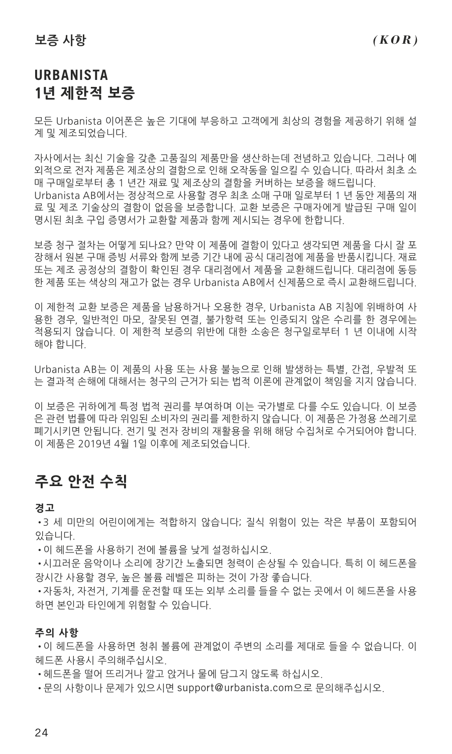## 보증 사항

*(KOR)*

# URBANISTA
# 1년 제한적 보증

모든 Urbanista 이어폰은 높은 기대에 부응하고 고객에게 최상의 경험을 제공하기 위해 설계 및 제조되었습니다.

자사에서는 최신 기술을 갖춘 고품질의 제품만을 생산하는데 전념하고 있습니다. 그러나 예외적으로 전자 제품은 제조상의 결함으로 인해 오작동을 일으킬 수 있습니다. 따라서 최초 소매 구매일로부터 총 1 년간 재료 및 제조상의 결함을 커버하는 보증을 해드립니다.
Urbanista AB에서는 정상적으로 사용할 경우 최초 소매 구매 일로부터 1 년 동안 제품의 재료 및 제조 기술상의 결함이 없음을 보증합니다. 교환 보증은 구매자에게 발급된 구매 일이 명시된 최초 구입 증명서가 교환할 제품과 함께 제시되는 경우에 한합니다.

보증 청구 절차는 어떻게 되나요? 만약 이 제품에 결함이 있다고 생각되면 제품을 다시 잘 포장해서 원본 구매 증빙 서류와 함께 보증 기간 내에 공식 대리점에 제품을 반품시킵니다. 재료 또는 제조 공정상의 결함이 확인된 경우 대리점에서 제품을 교환해드립니다. 대리점에 동등한 제품 또는 색상의 재고가 없는 경우 Urbanista AB에서 신제품으로 즉시 교환해드립니다.

이 제한적 교환 보증은 제품을 남용하거나 오용한 경우, Urbanista AB 지침에 위배하여 사용한 경우, 일반적인 마모, 잘못된 연결, 불가항력 또는 인증되지 않은 수리를 한 경우에는 적용되지 않습니다. 이 제한적 보증의 위반에 대한 소송은 청구일로부터 1 년 이내에 시작해야 합니다.

Urbanista AB는 이 제품의 사용 또는 사용 불능으로 인해 발생하는 특별, 간접, 우발적 또는 결과적 손해에 대해서는 청구의 근거가 되는 법적 이론에 관계없이 책임을 지지 않습니다.

이 보증은 귀하에게 특정 법적 권리를 부여하며 이는 국가별로 다를 수도 있습니다. 이 보증은 관련 법률에 따라 위임된 소비자의 권리를 제한하지 않습니다. 이 제품은 가정용 쓰레기로 폐기시키면 안됩니다. 전기 및 전자 장비의 재활용을 위해 해당 수집처로 수거되어야 합니다. 이 제품은 2019년 4월 1일 이후에 제조되었습니다.

# 주요 안전 수칙

### 경고

- 3 세 미만의 어린이에게는 적합하지 않습니다; 질식 위험이 있는 작은 부품이 포함되어 있습니다.
- 이 헤드폰을 사용하기 전에 볼륨을 낮게 설정하십시오.
- 시끄러운 음악이나 소리에 장기간 노출되면 청력이 손상될 수 있습니다. 특히 이 헤드폰을 장시간 사용할 경우, 높은 볼륨 레벨은 피하는 것이 가장 좋습니다.
- 자동차, 자전거, 기계를 운전할 때 또는 외부 소리를 들을 수 없는 곳에서 이 헤드폰을 사용하면 본인과 타인에게 위험할 수 있습니다.

### 주의 사항

- 이 헤드폰을 사용하면 청취 볼륨에 관계없이 주변의 소리를 제대로 들을 수 없습니다. 이 헤드폰 사용시 주의해주십시오.
- 헤드폰을 떨어 뜨리거나 깔고 앉거나 물에 담그지 않도록 하십시오.
- 문의 사항이나 문제가 있으시면 support@urbanista.com으로 문의해주십시오.